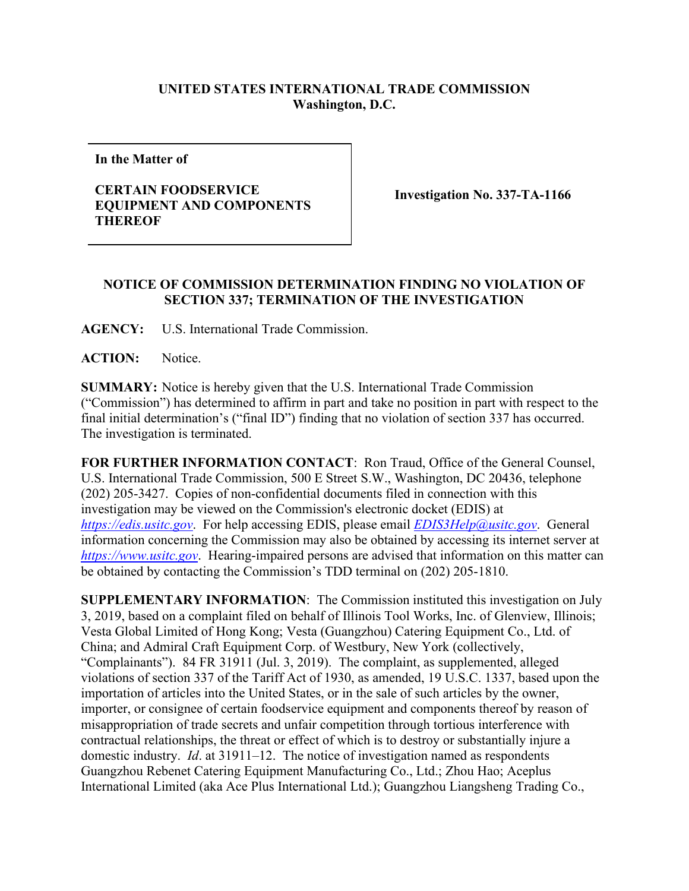**UNITED STATES INTERNATIONAL TRADE COMMISSION**
**Washington, D.C.**

| In the Matter of<br><br>**CERTAIN FOODSERVICE EQUIPMENT AND COMPONENTS THEREOF** | **Investigation No. 337-TA-1166** |
|---|---|

**NOTICE OF COMMISSION DETERMINATION FINDING NO VIOLATION OF SECTION 337; TERMINATION OF THE INVESTIGATION**

**AGENCY:** U.S. International Trade Commission.

**ACTION:** Notice.

**SUMMARY:** Notice is hereby given that the U.S. International Trade Commission ("Commission") has determined to affirm in part and take no position in part with respect to the final initial determination's ("final ID") finding that no violation of section 337 has occurred. The investigation is terminated.

**FOR FURTHER INFORMATION CONTACT**: Ron Traud, Office of the General Counsel, U.S. International Trade Commission, 500 E Street S.W., Washington, DC 20436, telephone (202) 205-3427. Copies of non-confidential documents filed in connection with this investigation may be viewed on the Commission's electronic docket (EDIS) at *https://edis.usitc.gov*. For help accessing EDIS, please email *EDIS3Help@usitc.gov*. General information concerning the Commission may also be obtained by accessing its internet server at *https://www.usitc.gov*. Hearing-impaired persons are advised that information on this matter can be obtained by contacting the Commission's TDD terminal on (202) 205-1810.

**SUPPLEMENTARY INFORMATION**: The Commission instituted this investigation on July 3, 2019, based on a complaint filed on behalf of Illinois Tool Works, Inc. of Glenview, Illinois; Vesta Global Limited of Hong Kong; Vesta (Guangzhou) Catering Equipment Co., Ltd. of China; and Admiral Craft Equipment Corp. of Westbury, New York (collectively, "Complainants"). 84 FR 31911 (Jul. 3, 2019). The complaint, as supplemented, alleged violations of section 337 of the Tariff Act of 1930, as amended, 19 U.S.C. 1337, based upon the importation of articles into the United States, or in the sale of such articles by the owner, importer, or consignee of certain foodservice equipment and components thereof by reason of misappropriation of trade secrets and unfair competition through tortious interference with contractual relationships, the threat or effect of which is to destroy or substantially injure a domestic industry. *Id*. at 31911–12. The notice of investigation named as respondents Guangzhou Rebenet Catering Equipment Manufacturing Co., Ltd.; Zhou Hao; Aceplus International Limited (aka Ace Plus International Ltd.); Guangzhou Liangsheng Trading Co.,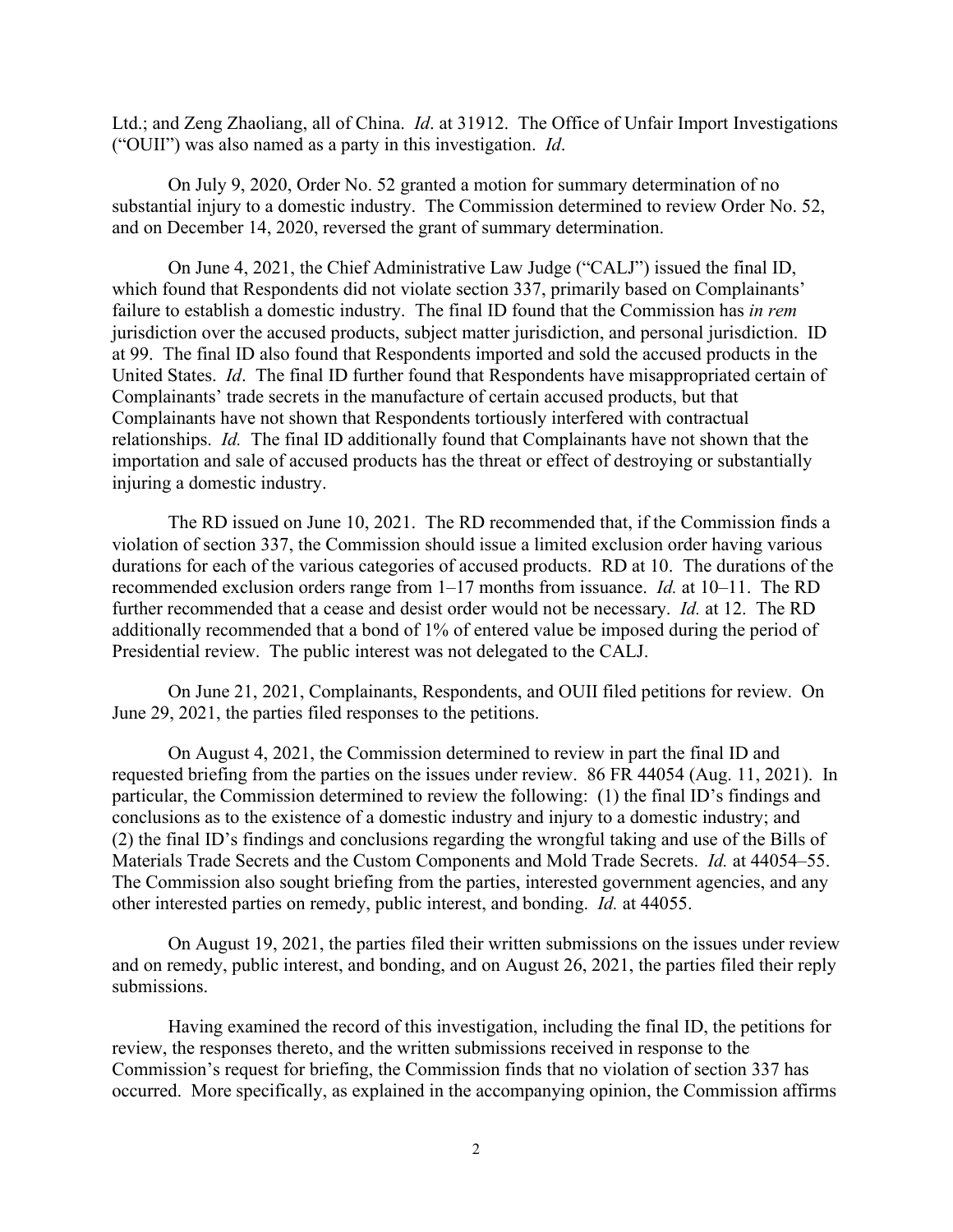Ltd.; and Zeng Zhaoliang, all of China. *Id*. at 31912. The Office of Unfair Import Investigations ("OUII") was also named as a party in this investigation. *Id*.

On July 9, 2020, Order No. 52 granted a motion for summary determination of no substantial injury to a domestic industry. The Commission determined to review Order No. 52, and on December 14, 2020, reversed the grant of summary determination.

On June 4, 2021, the Chief Administrative Law Judge ("CALJ") issued the final ID, which found that Respondents did not violate section 337, primarily based on Complainants' failure to establish a domestic industry. The final ID found that the Commission has *in rem* jurisdiction over the accused products, subject matter jurisdiction, and personal jurisdiction. ID at 99. The final ID also found that Respondents imported and sold the accused products in the United States. *Id*. The final ID further found that Respondents have misappropriated certain of Complainants' trade secrets in the manufacture of certain accused products, but that Complainants have not shown that Respondents tortiously interfered with contractual relationships. *Id.* The final ID additionally found that Complainants have not shown that the importation and sale of accused products has the threat or effect of destroying or substantially injuring a domestic industry.

The RD issued on June 10, 2021. The RD recommended that, if the Commission finds a violation of section 337, the Commission should issue a limited exclusion order having various durations for each of the various categories of accused products. RD at 10. The durations of the recommended exclusion orders range from 1–17 months from issuance. *Id.* at 10–11. The RD further recommended that a cease and desist order would not be necessary. *Id.* at 12. The RD additionally recommended that a bond of 1% of entered value be imposed during the period of Presidential review. The public interest was not delegated to the CALJ.

On June 21, 2021, Complainants, Respondents, and OUII filed petitions for review. On June 29, 2021, the parties filed responses to the petitions.

On August 4, 2021, the Commission determined to review in part the final ID and requested briefing from the parties on the issues under review. 86 FR 44054 (Aug. 11, 2021). In particular, the Commission determined to review the following: (1) the final ID's findings and conclusions as to the existence of a domestic industry and injury to a domestic industry; and (2) the final ID's findings and conclusions regarding the wrongful taking and use of the Bills of Materials Trade Secrets and the Custom Components and Mold Trade Secrets. *Id.* at 44054–55. The Commission also sought briefing from the parties, interested government agencies, and any other interested parties on remedy, public interest, and bonding. *Id.* at 44055.

On August 19, 2021, the parties filed their written submissions on the issues under review and on remedy, public interest, and bonding, and on August 26, 2021, the parties filed their reply submissions.

Having examined the record of this investigation, including the final ID, the petitions for review, the responses thereto, and the written submissions received in response to the Commission's request for briefing, the Commission finds that no violation of section 337 has occurred. More specifically, as explained in the accompanying opinion, the Commission affirms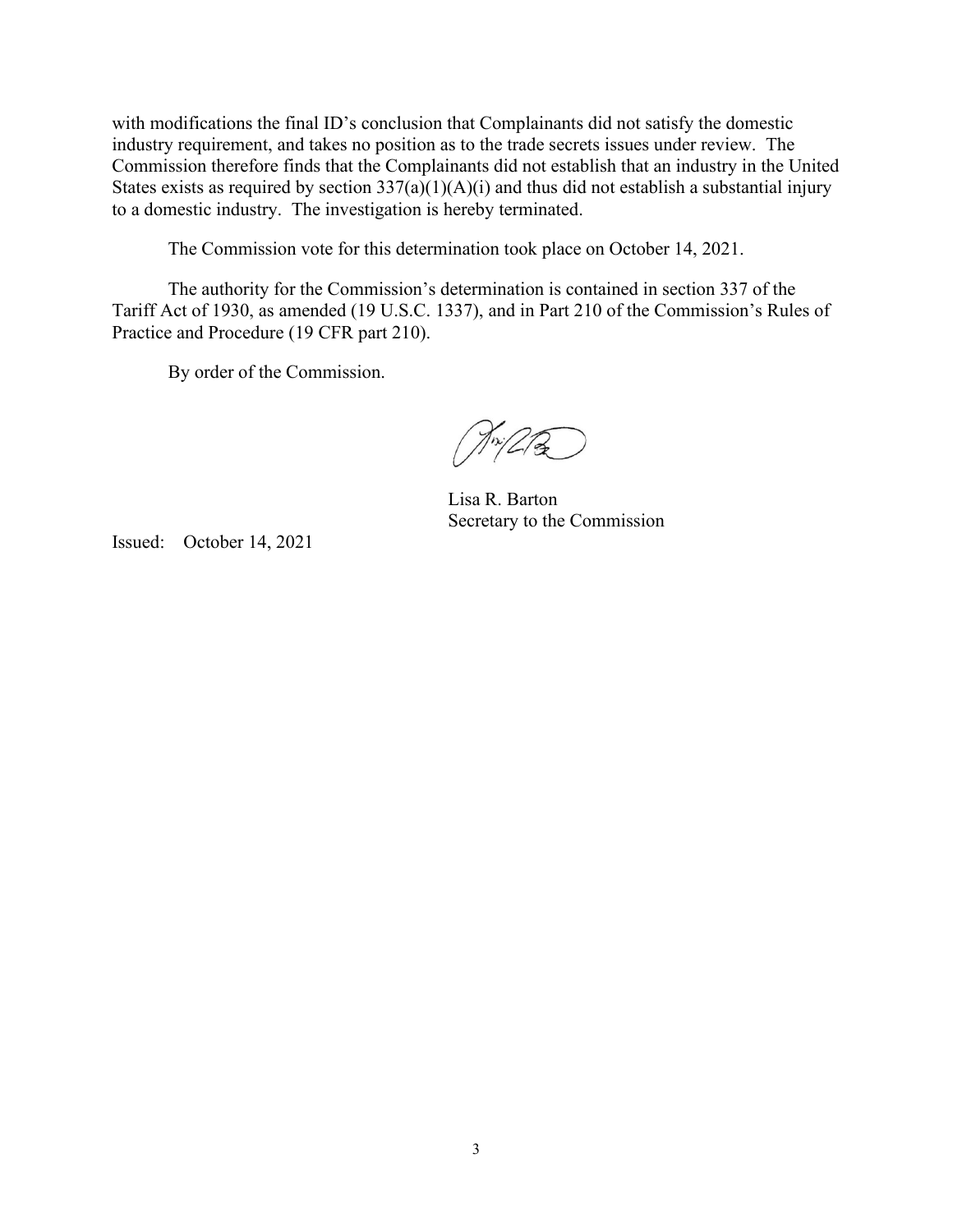with modifications the final ID's conclusion that Complainants did not satisfy the domestic industry requirement, and takes no position as to the trade secrets issues under review. The Commission therefore finds that the Complainants did not establish that an industry in the United States exists as required by section 337(a)(1)(A)(i) and thus did not establish a substantial injury to a domestic industry. The investigation is hereby terminated.

The Commission vote for this determination took place on October 14, 2021.

The authority for the Commission's determination is contained in section 337 of the Tariff Act of 1930, as amended (19 U.S.C. 1337), and in Part 210 of the Commission's Rules of Practice and Procedure (19 CFR part 210).

By order of the Commission.

Lisa R. Barton
Secretary to the Commission

Issued: October 14, 2021